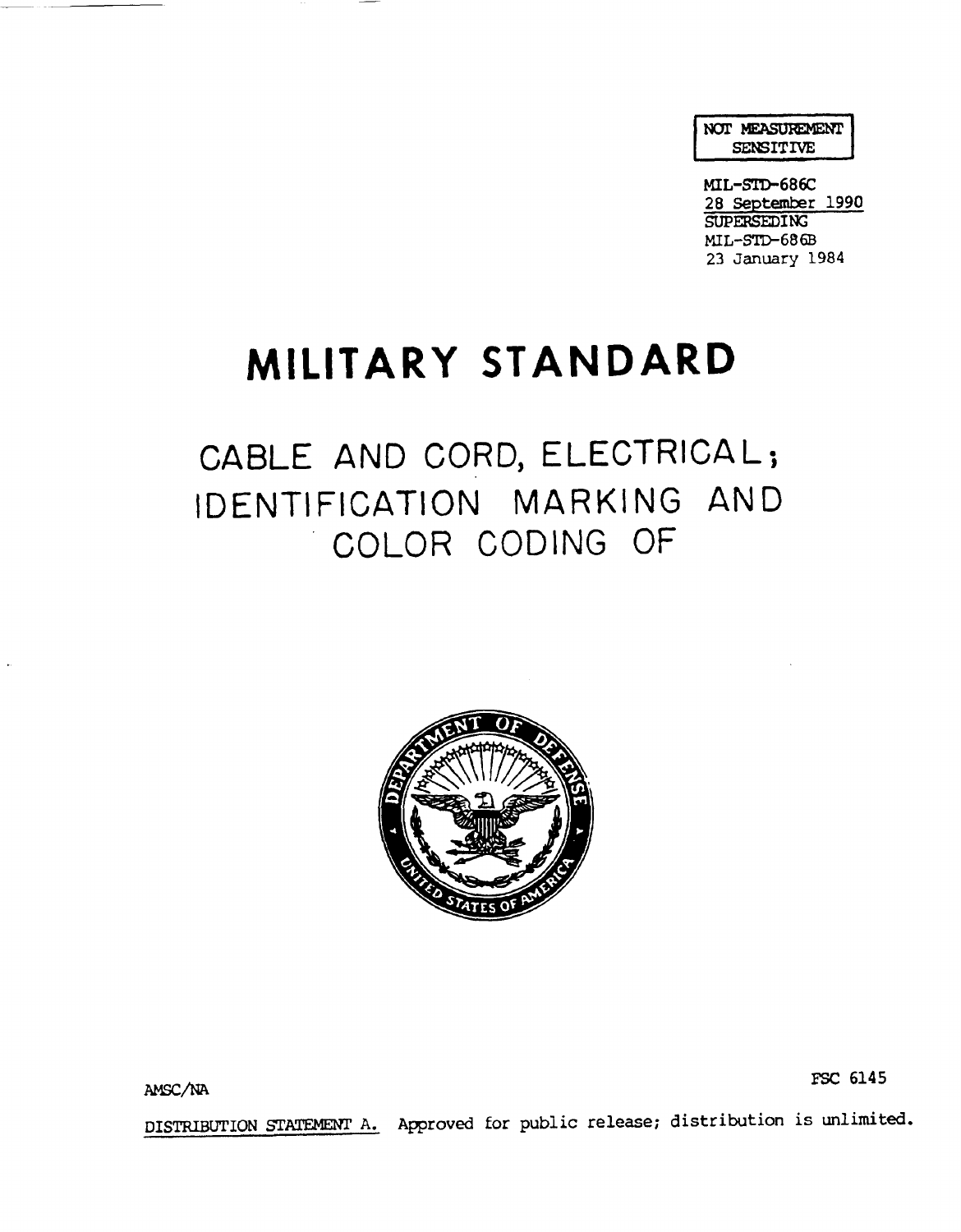NOT MEASUREMENT SENSITIVE

MIL-STD-686C
28 September 1990
SUPERSEDING
MIL-STD-686B
23 January 1984

# MILITARY STANDARD

## CABLE AND CORD, ELECTRICAL; IDENTIFICATION MARKING AND COLOR CODING OF

AMSC/NA

FSC 6145

DISTRIBUTION STATEMENT A. Approved for public release; distribution is unlimited.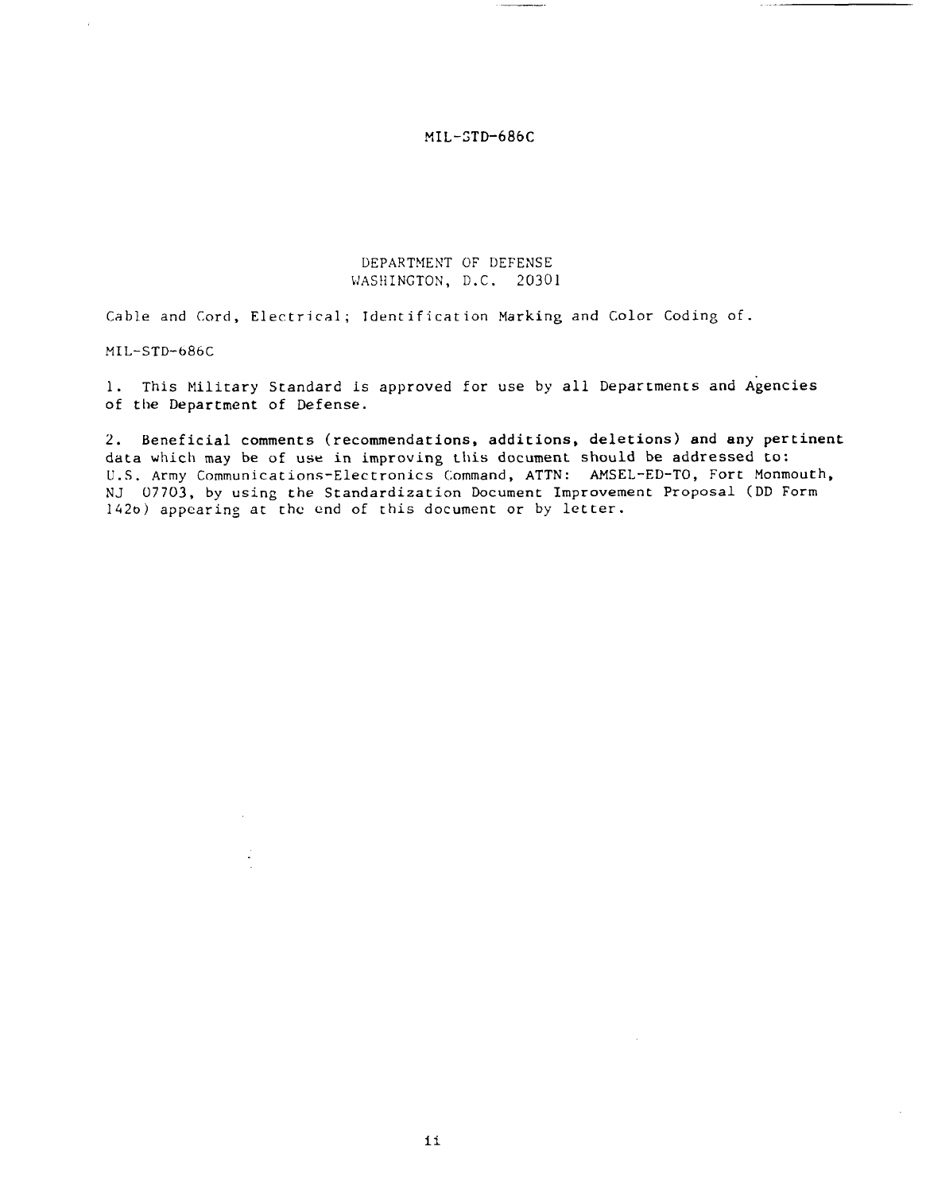DEPARTMENT OF DEFENSE
WASHINGTON, D.C. 20301

Cable and Cord, Electrical; Identification Marking and Color Coding of.

MIL-STD-686C

1. This Military Standard is approved for use by all Departments and Agencies of the Department of Defense.

2. Beneficial comments (recommendations, additions, deletions) and any pertinent data which may be of use in improving this document should be addressed to: U.S. Army Communications-Electronics Command, ATTN: AMSEL-ED-TO, Fort Monmouth, NJ 07703, by using the Standardization Document Improvement Proposal (DD Form 1426) appearing at the end of this document or by letter.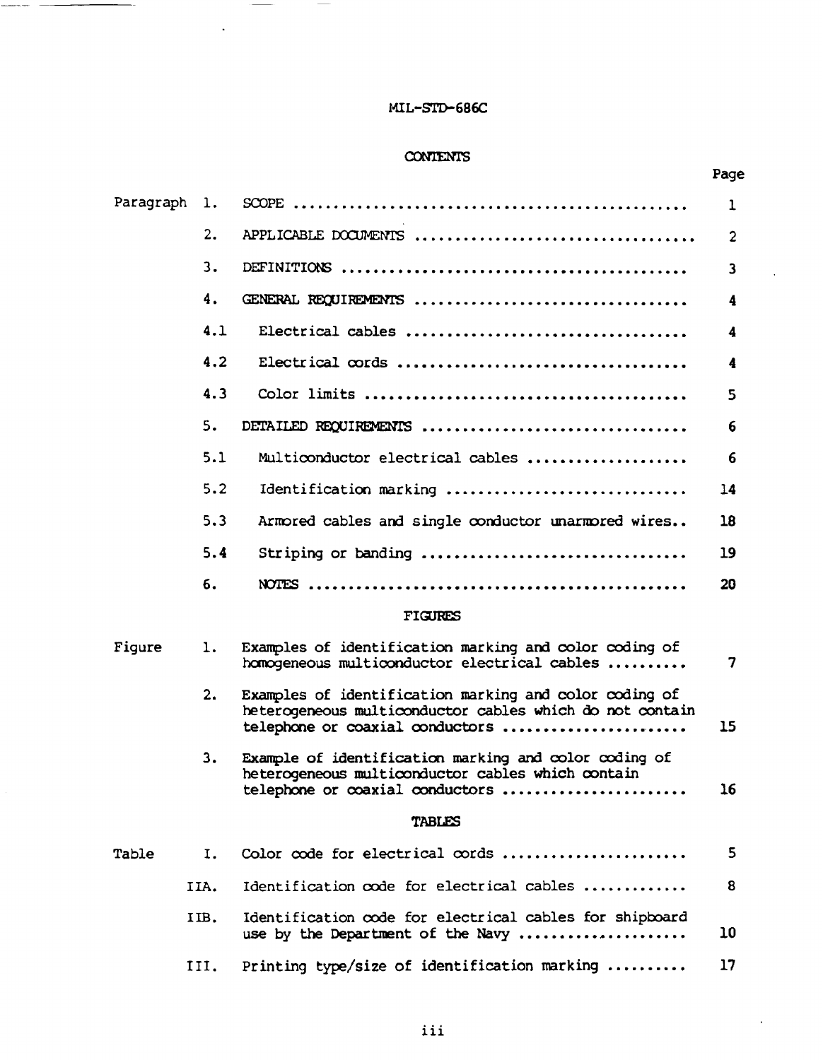MIL-STD-686C

# CONTENTS

| | | | Page |
|---|---|---|---|
| Paragraph | 1. | SCOPE | 1 |
| | 2. | APPLICABLE DOCUMENTS | 2 |
| | 3. | DEFINITIONS | 3 |
| | 4. | GENERAL REQUIREMENTS | 4 |
| | 4.1 | Electrical cables | 4 |
| | 4.2 | Electrical cords | 4 |
| | 4.3 | Color limits | 5 |
| | 5. | DETAILED REQUIREMENTS | 6 |
| | 5.1 | Multiconductor electrical cables | 6 |
| | 5.2 | Identification marking | 14 |
| | 5.3 | Armored cables and single conductor unarmored wires | 18 |
| | 5.4 | Striping or banding | 19 |
| | 6. | NOTES | 20 |

## FIGURES

| | | | |
|---|---|---|---|
| Figure | 1. | Examples of identification marking and color coding of homogeneous multiconductor electrical cables | 7 |
| | 2. | Examples of identification marking and color coding of heterogeneous multiconductor cables which do not contain telephone or coaxial conductors | 15 |
| | 3. | Example of identification marking and color coding of heterogeneous multiconductor cables which contain telephone or coaxial conductors | 16 |

## TABLES

| | | | |
|---|---|---|---|
| Table | I. | Color code for electrical cords | 5 |
| | IIA. | Identification code for electrical cables | 8 |
| | IIB. | Identification code for electrical cables for shipboard use by the Department of the Navy | 10 |
| | III. | Printing type/size of identification marking | 17 |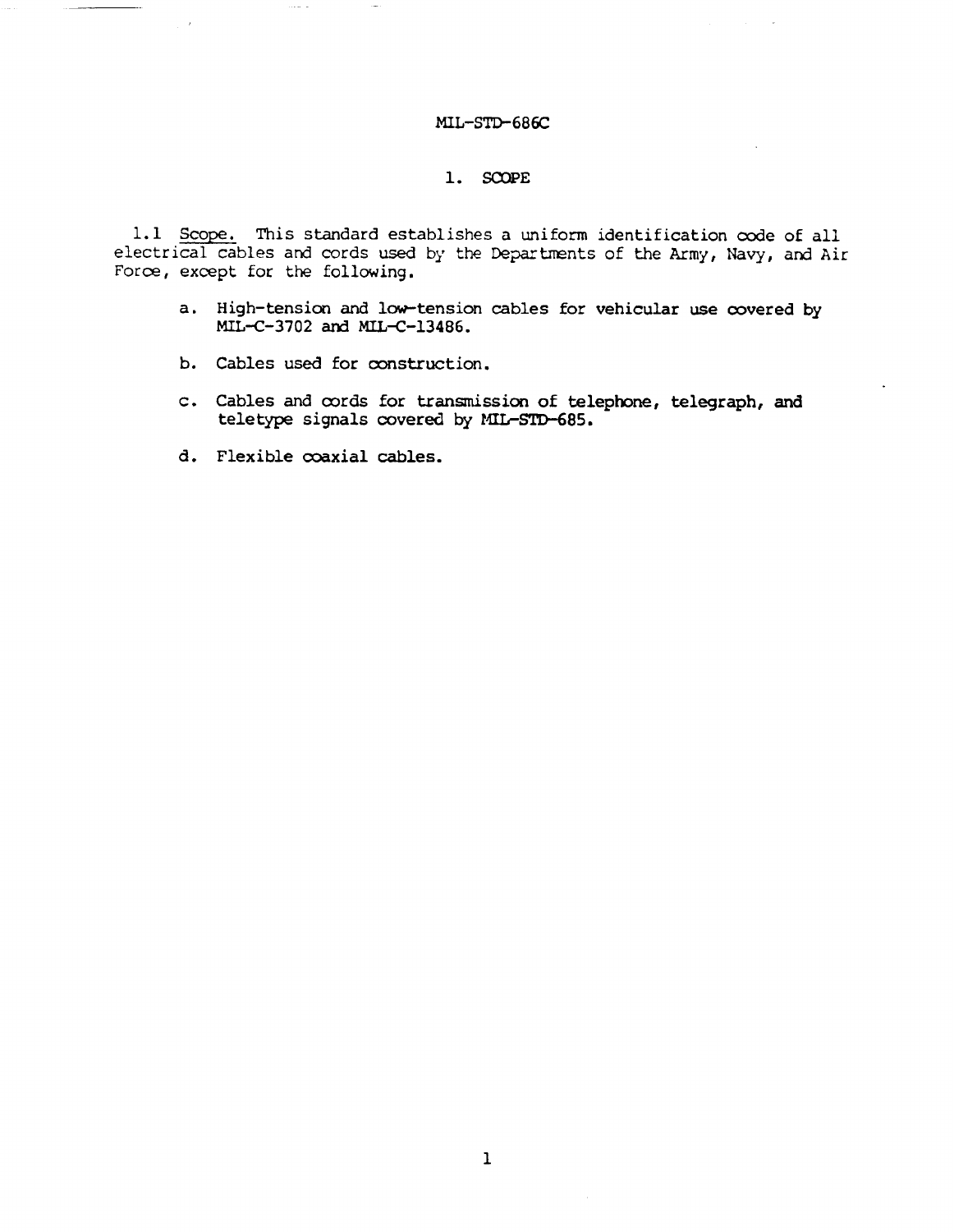# 1. SCOPE

1.1 Scope. This standard establishes a uniform identification code of all electrical cables and cords used by the Departments of the Army, Navy, and Air Force, except for the following.

a. High-tension and low-tension cables for vehicular use covered by MIL-C-3702 and MIL-C-13486.

b. Cables used for construction.

c. Cables and cords for transmission of telephone, telegraph, and teletype signals covered by MIL-STD-685.

d. Flexible coaxial cables.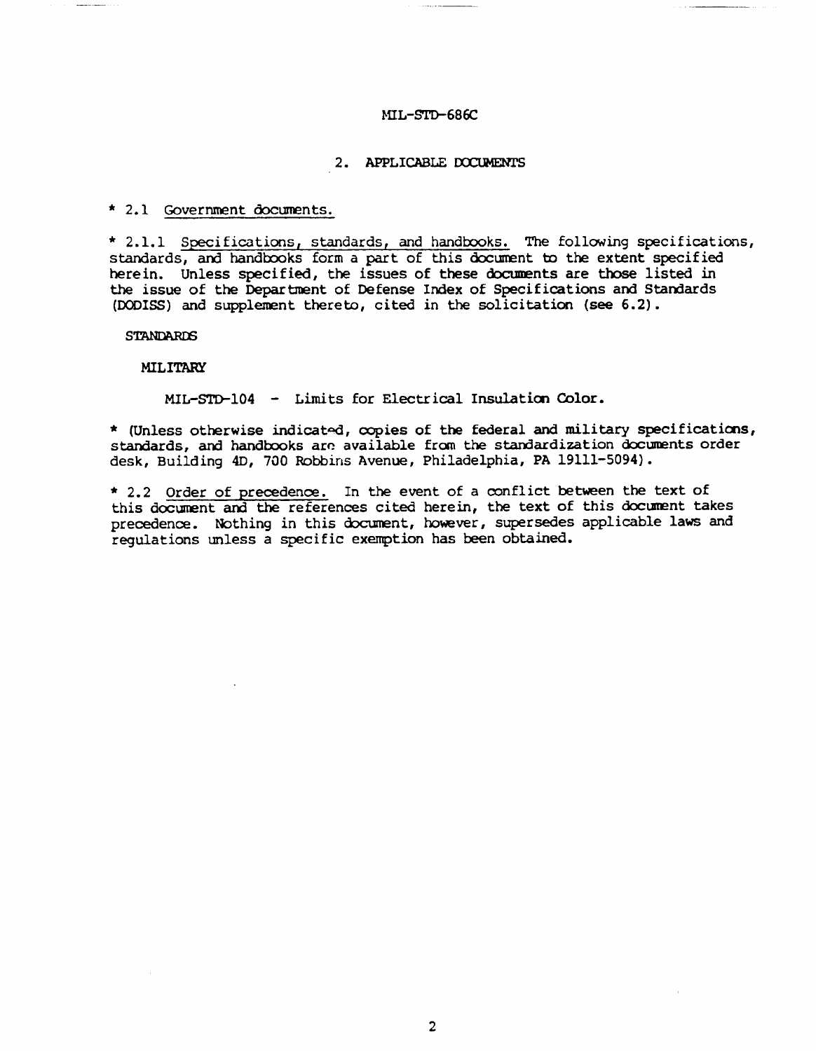## 2. APPLICABLE DOCUMENTS

* 2.1 Government documents.

* 2.1.1 Specifications, standards, and handbooks. The following specifications, standards, and handbooks form a part of this document to the extent specified herein. Unless specified, the issues of these documents are those listed in the issue of the Department of Defense Index of Specifications and Standards (DODISS) and supplement thereto, cited in the solicitation (see 6.2).

STANDARDS

MILITARY

MIL-STD-104 - Limits for Electrical Insulation Color.

* (Unless otherwise indicated, copies of the federal and military specifications, standards, and handbooks are available from the standardization documents order desk, Building 4D, 700 Robbins Avenue, Philadelphia, PA 19111-5094).

* 2.2 Order of precedence. In the event of a conflict between the text of this document and the references cited herein, the text of this document takes precedence. Nothing in this document, however, supersedes applicable laws and regulations unless a specific exemption has been obtained.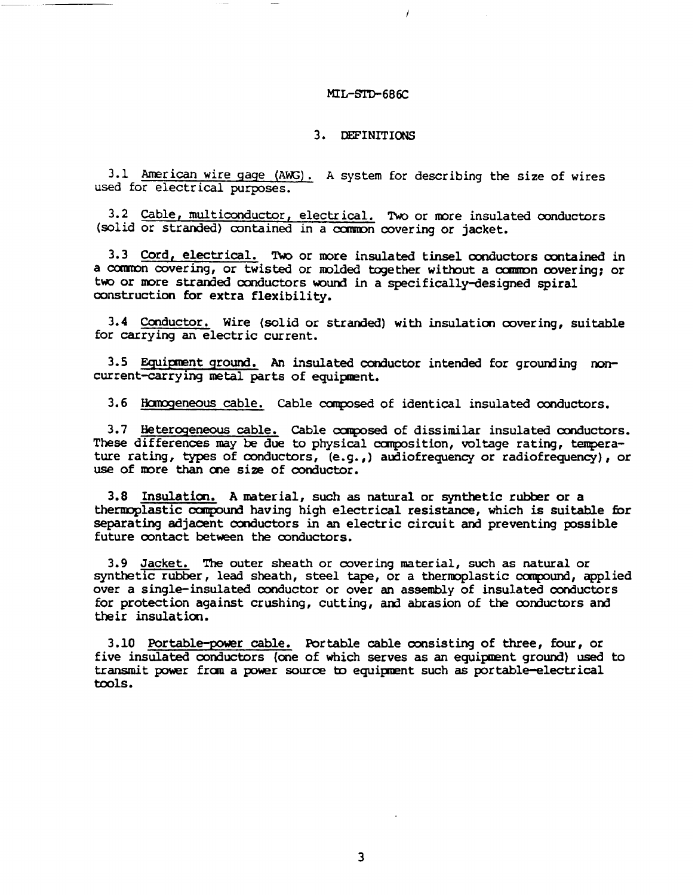## 3. DEFINITIONS

3.1 American wire gage (AWG). A system for describing the size of wires used for electrical purposes.

3.2 Cable, multiconductor, electrical. Two or more insulated conductors (solid or stranded) contained in a common covering or jacket.

3.3 Cord, electrical. Two or more insulated tinsel conductors contained in a common covering, or twisted or molded together without a common covering; or two or more stranded conductors wound in a specifically-designed spiral construction for extra flexibility.

3.4 Conductor. Wire (solid or stranded) with insulation covering, suitable for carrying an electric current.

3.5 Equipment ground. An insulated conductor intended for grounding non-current-carrying metal parts of equipment.

3.6 Homogeneous cable. Cable composed of identical insulated conductors.

3.7 Heterogeneous cable. Cable composed of dissimilar insulated conductors. These differences may be due to physical composition, voltage rating, temperature rating, types of conductors, (e.g.,) audiofrequency or radiofrequency), or use of more than one size of conductor.

3.8 Insulation. A material, such as natural or synthetic rubber or a thermoplastic compound having high electrical resistance, which is suitable for separating adjacent conductors in an electric circuit and preventing possible future contact between the conductors.

3.9 Jacket. The outer sheath or covering material, such as natural or synthetic rubber, lead sheath, steel tape, or a thermoplastic compound, applied over a single-insulated conductor or over an assembly of insulated conductors for protection against crushing, cutting, and abrasion of the conductors and their insulation.

3.10 Portable-power cable. Portable cable consisting of three, four, or five insulated conductors (one of which serves as an equipment ground) used to transmit power from a power source to equipment such as portable-electrical tools.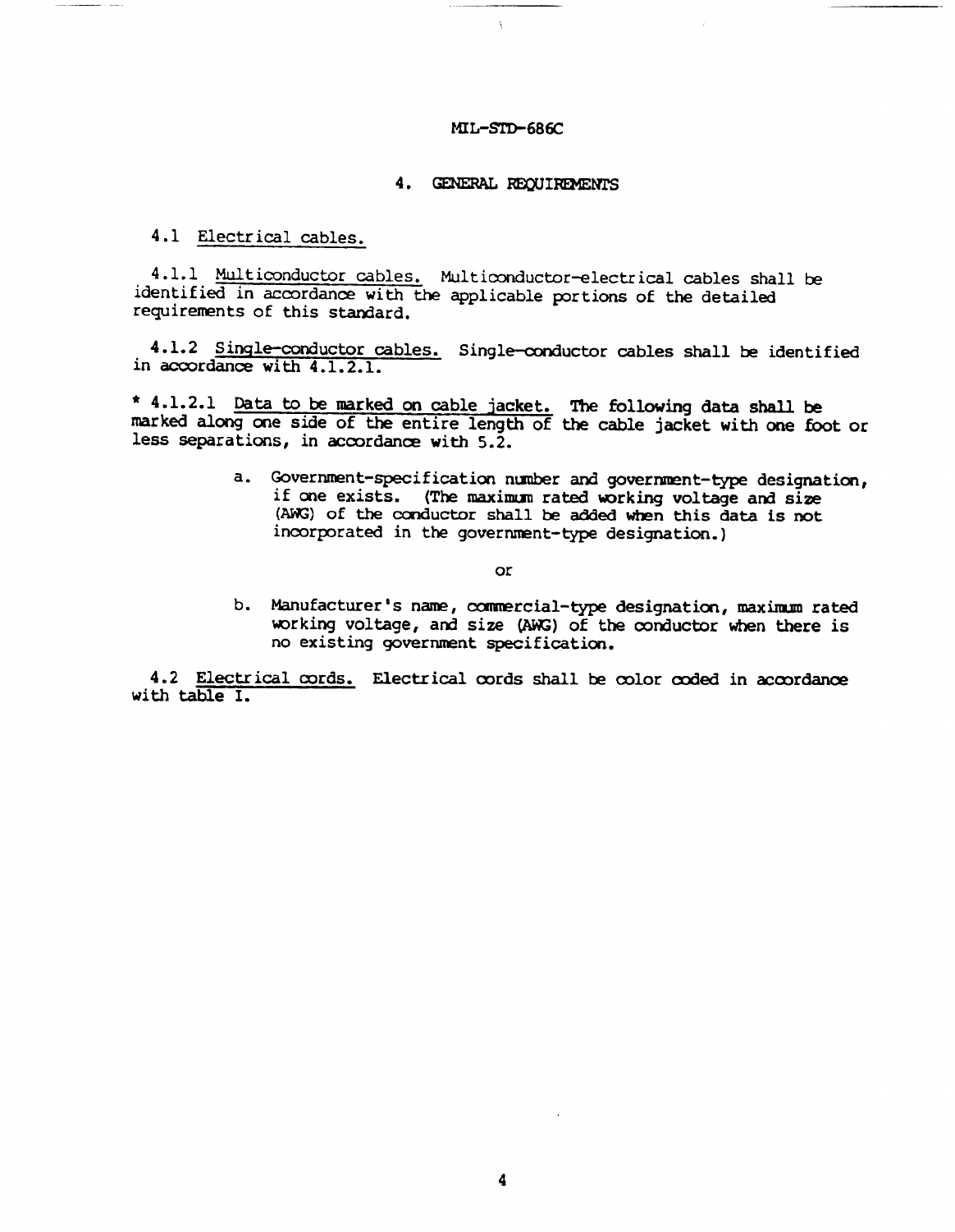## 4. GENERAL REQUIREMENTS

4.1 Electrical cables.

4.1.1 Multiconductor cables. Multiconductor-electrical cables shall be identified in accordance with the applicable portions of the detailed requirements of this standard.

4.1.2 Single-conductor cables. Single-conductor cables shall be identified in accordance with 4.1.2.1.

* 4.1.2.1 Data to be marked on cable jacket. The following data shall be marked along one side of the entire length of the cable jacket with one foot or less separations, in accordance with 5.2.

a. Government-specification number and government-type designation, if one exists. (The maximum rated working voltage and size (AWG) of the conductor shall be added when this data is not incorporated in the government-type designation.)

or

b. Manufacturer's name, commercial-type designation, maximum rated working voltage, and size (AWG) of the conductor when there is no existing government specification.

4.2 Electrical cords. Electrical cords shall be color coded in accordance with table I.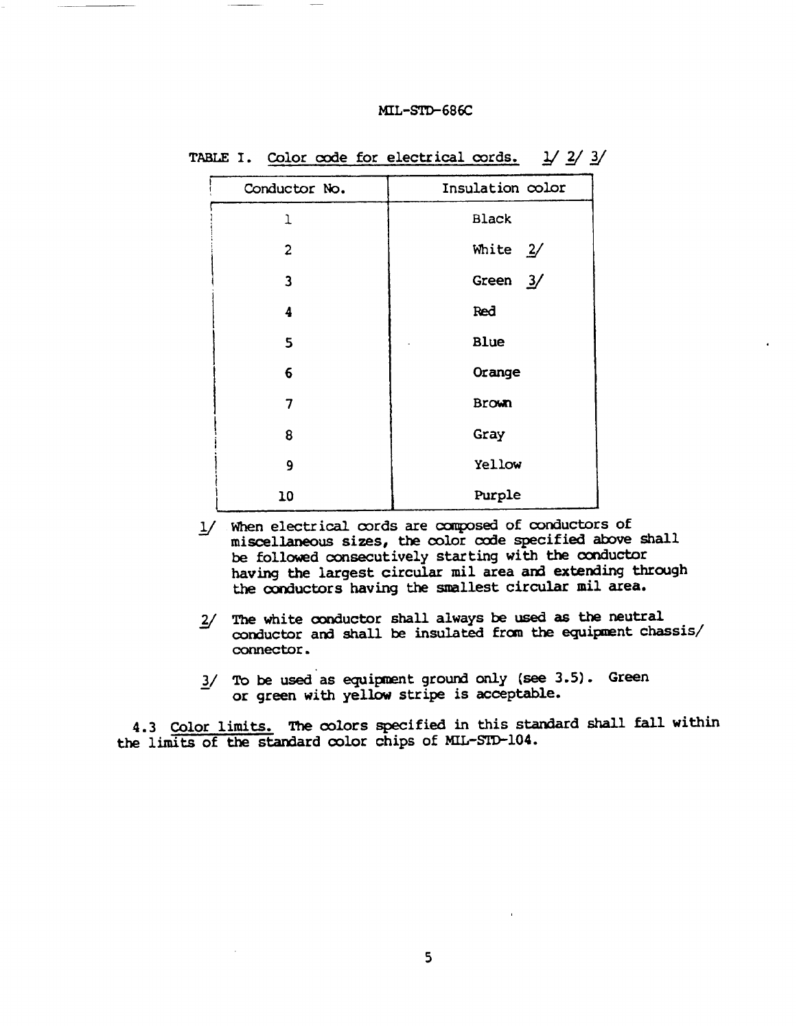TABLE I. Color code for electrical cords. 1/ 2/ 3/

| Conductor No. | Insulation color |
|---|---|
| 1 | Black |
| 2 | White 2/ |
| 3 | Green 3/ |
| 4 | Red |
| 5 | Blue |
| 6 | Orange |
| 7 | Brown |
| 8 | Gray |
| 9 | Yellow |
| 10 | Purple |

1/ When electrical cords are composed of conductors of miscellaneous sizes, the color code specified above shall be followed consecutively starting with the conductor having the largest circular mil area and extending through the conductors having the smallest circular mil area.

2/ The white conductor shall always be used as the neutral conductor and shall be insulated from the equipment chassis/ connector.

3/ To be used as equipment ground only (see 3.5). Green or green with yellow stripe is acceptable.

4.3 Color limits. The colors specified in this standard shall fall within the limits of the standard color chips of MIL-STD-104.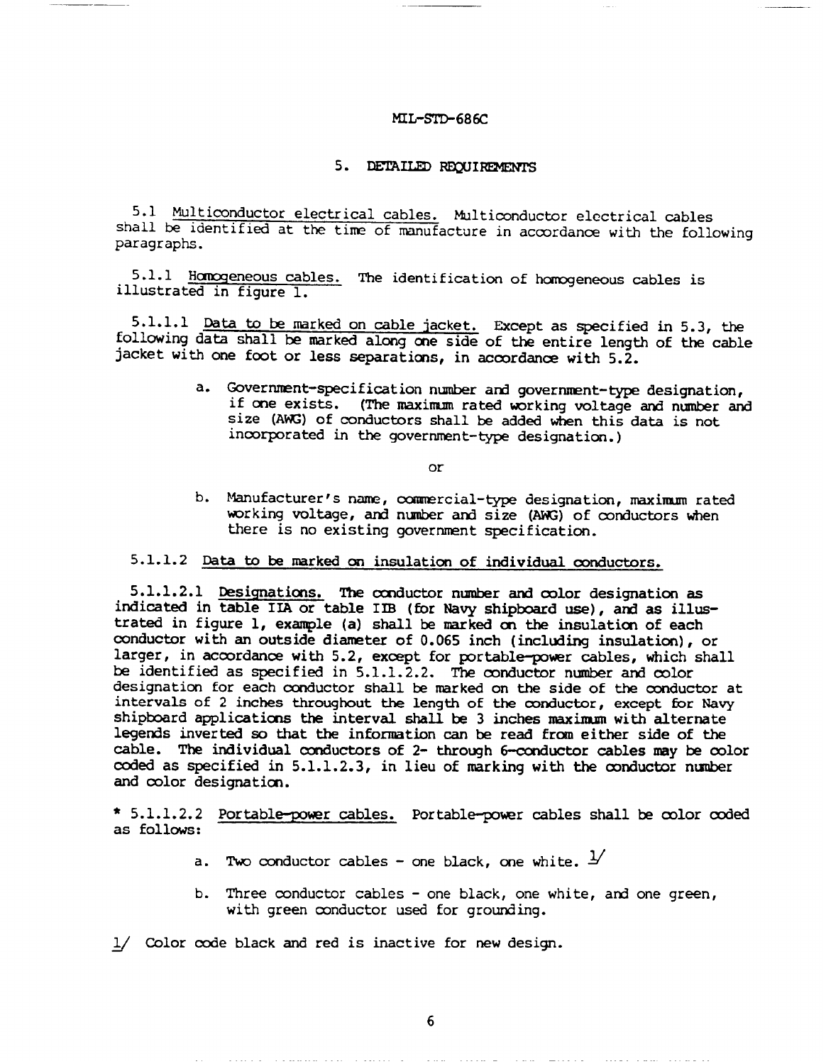## 5. DETAILED REQUIREMENTS

5.1 Multiconductor electrical cables. Multiconductor electrical cables shall be identified at the time of manufacture in accordance with the following paragraphs.

5.1.1 Homogeneous cables. The identification of homogeneous cables is illustrated in figure 1.

5.1.1.1 Data to be marked on cable jacket. Except as specified in 5.3, the following data shall be marked along one side of the entire length of the cable jacket with one foot or less separations, in accordance with 5.2.

a. Government-specification number and government-type designation, if one exists. (The maximum rated working voltage and number and size (AWG) of conductors shall be added when this data is not incorporated in the government-type designation.)

or

b. Manufacturer's name, commercial-type designation, maximum rated working voltage, and number and size (AWG) of conductors when there is no existing government specification.

5.1.1.2 Data to be marked on insulation of individual conductors.

5.1.1.2.1 Designations. The conductor number and color designation as indicated in table IIA or table IIB (for Navy shipboard use), and as illustrated in figure 1, example (a) shall be marked on the insulation of each conductor with an outside diameter of 0.065 inch (including insulation), or larger, in accordance with 5.2, except for portable-power cables, which shall be identified as specified in 5.1.1.2.2. The conductor number and color designation for each conductor shall be marked on the side of the conductor at intervals of 2 inches throughout the length of the conductor, except for Navy shipboard applications the interval shall be 3 inches maximum with alternate legends inverted so that the information can be read from either side of the cable. The individual conductors of 2- through 6-conductor cables may be color coded as specified in 5.1.1.2.3, in lieu of marking with the conductor number and color designation.

* 5.1.1.2.2 Portable-power cables. Portable-power cables shall be color coded as follows:

a. Two conductor cables - one black, one white. 1/

b. Three conductor cables - one black, one white, and one green, with green conductor used for grounding.

1/ Color code black and red is inactive for new design.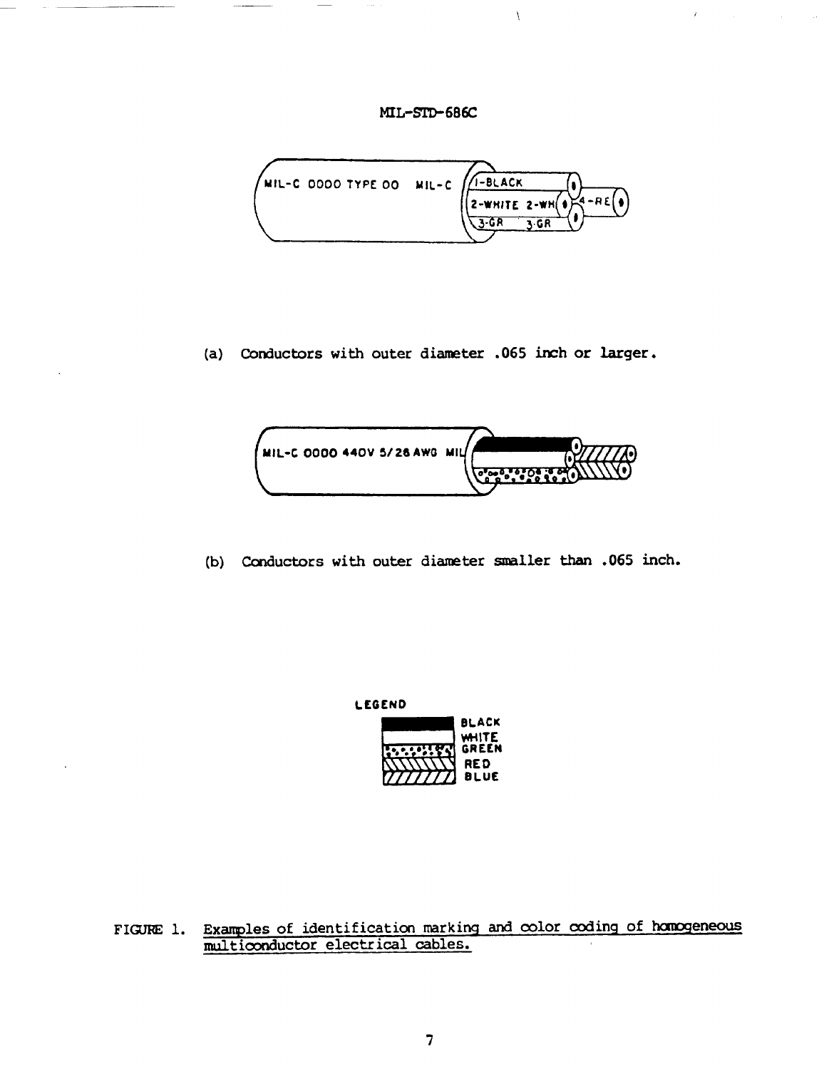(a) Conductors with outer diameter .065 inch or larger.

(b) Conductors with outer diameter smaller than .065 inch.

FIGURE 1. Examples of identification marking and color coding of homogeneous multiconductor electrical cables.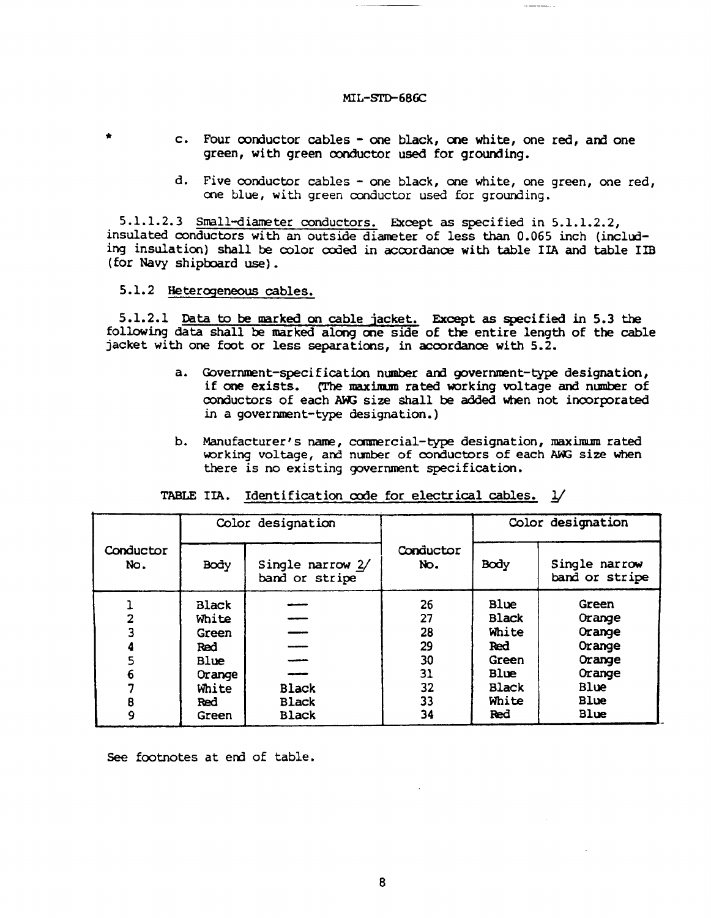\* c. Four conductor cables - one black, one white, one red, and one green, with green conductor used for grounding.

d. Five conductor cables - one black, one white, one green, one red, one blue, with green conductor used for grounding.

5.1.1.2.3 Small-diameter conductors. Except as specified in 5.1.1.2.2, insulated conductors with an outside diameter of less than 0.065 inch (including insulation) shall be color coded in accordance with table IIA and table IIB (for Navy shipboard use).

5.1.2 Heterogeneous cables.

5.1.2.1 Data to be marked on cable jacket. Except as specified in 5.3 the following data shall be marked along one side of the entire length of the cable jacket with one foot or less separations, in accordance with 5.2.

a. Government-specification number and government-type designation, if one exists. (The maximum rated working voltage and number of conductors of each AWG size shall be added when not incorporated in a government-type designation.)

b. Manufacturer's name, commercial-type designation, maximum rated working voltage, and number of conductors of each AWG size when there is no existing government specification.

TABLE IIA. Identification code for electrical cables. 1/

| Conductor No. | Color designation | | Conductor No. | Color designation | |
|---|---|---|---|---|---|
| | Body | Single narrow 2/ band or stripe | | Body | Single narrow band or stripe |
| 1 | Black | — | 26 | Blue | Green |
| 2 | White | — | 27 | Black | Orange |
| 3 | Green | — | 28 | White | Orange |
| 4 | Red | — | 29 | Red | Orange |
| 5 | Blue | — | 30 | Green | Orange |
| 6 | Orange | — | 31 | Blue | Orange |
| 7 | White | Black | 32 | Black | Blue |
| 8 | Red | Black | 33 | White | Blue |
| 9 | Green | Black | 34 | Red | Blue |

See footnotes at end of table.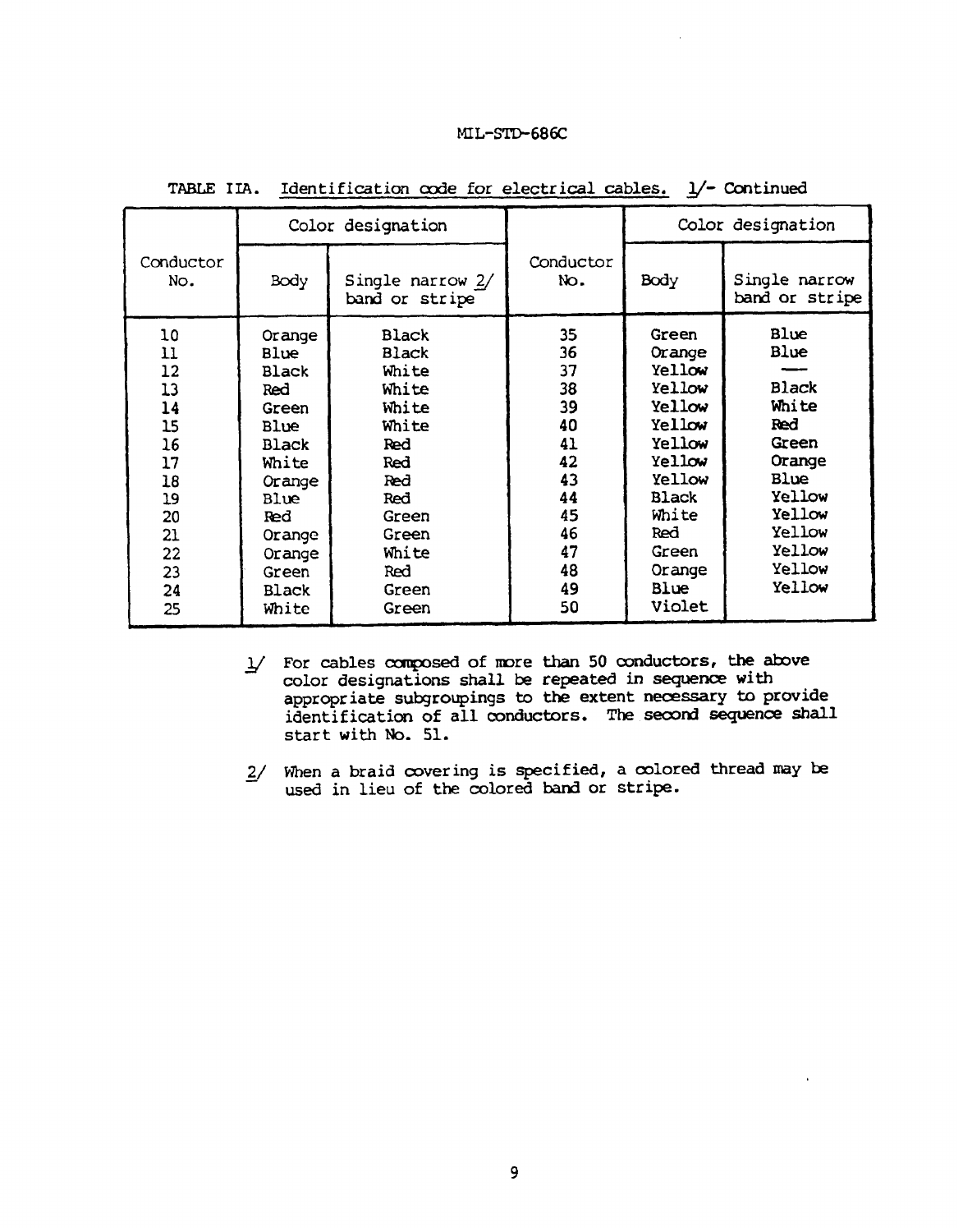TABLE IIA. Identification code for electrical cables. 1/- Continued

| Conductor No. | Color designation | | Conductor No. | Color designation | |
|---|---|---|---|---|---|
| | Body | Single narrow 2/ band or stripe | | Body | Single narrow band or stripe |
| 10 | Orange | Black | 35 | Green | Blue |
| 11 | Blue | Black | 36 | Orange | Blue |
| 12 | Black | White | 37 | Yellow | — |
| 13 | Red | White | 38 | Yellow | Black |
| 14 | Green | White | 39 | Yellow | White |
| 15 | Blue | White | 40 | Yellow | Red |
| 16 | Black | Red | 41 | Yellow | Green |
| 17 | White | Red | 42 | Yellow | Orange |
| 18 | Orange | Red | 43 | Yellow | Blue |
| 19 | Blue | Red | 44 | Black | Yellow |
| 20 | Red | Green | 45 | White | Yellow |
| 21 | Orange | Green | 46 | Red | Yellow |
| 22 | Orange | White | 47 | Green | Yellow |
| 23 | Green | Red | 48 | Orange | Yellow |
| 24 | Black | Green | 49 | Blue | Yellow |
| 25 | White | Green | 50 | Violet | |

1/ For cables composed of more than 50 conductors, the above color designations shall be repeated in sequence with appropriate subgroupings to the extent necessary to provide identification of all conductors. The second sequence shall start with No. 51.

2/ When a braid covering is specified, a colored thread may be used in lieu of the colored band or stripe.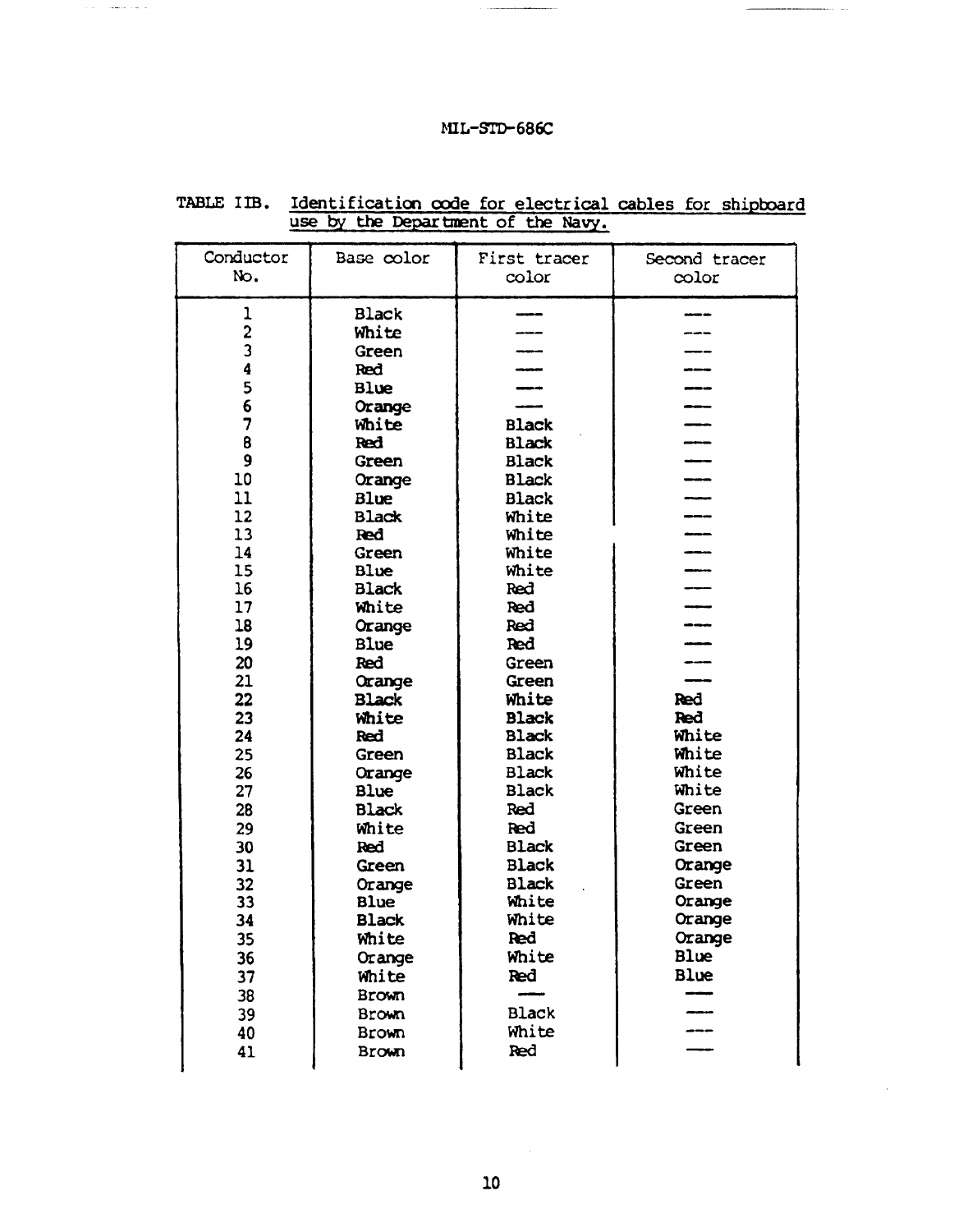TABLE IIB. Identification code for electrical cables for shipboard use by the Department of the Navy.

| Conductor No. | Base color | First tracer color | Second tracer color |
|---|---|---|---|
| 1 | Black | --- | --- |
| 2 | White | --- | --- |
| 3 | Green | --- | --- |
| 4 | Red | --- | --- |
| 5 | Blue | --- | --- |
| 6 | Orange | --- | --- |
| 7 | White | Black | --- |
| 8 | Red | Black | --- |
| 9 | Green | Black | --- |
| 10 | Orange | Black | --- |
| 11 | Blue | Black | --- |
| 12 | Black | White | --- |
| 13 | Red | White | --- |
| 14 | Green | White | --- |
| 15 | Blue | White | --- |
| 16 | Black | Red | --- |
| 17 | White | Red | --- |
| 18 | Orange | Red | --- |
| 19 | Blue | Red | --- |
| 20 | Red | Green | --- |
| 21 | Orange | Green | --- |
| 22 | Black | White | Red |
| 23 | White | Black | Red |
| 24 | Red | Black | White |
| 25 | Green | Black | White |
| 26 | Orange | Black | White |
| 27 | Blue | Black | White |
| 28 | Black | Red | Green |
| 29 | White | Red | Green |
| 30 | Red | Black | Green |
| 31 | Green | Black | Orange |
| 32 | Orange | Black | Green |
| 33 | Blue | White | Orange |
| 34 | Black | White | Orange |
| 35 | White | Red | Orange |
| 36 | Orange | White | Blue |
| 37 | White | Red | Blue |
| 38 | Brown | --- | --- |
| 39 | Brown | Black | --- |
| 40 | Brown | White | --- |
| 41 | Brown | Red | --- |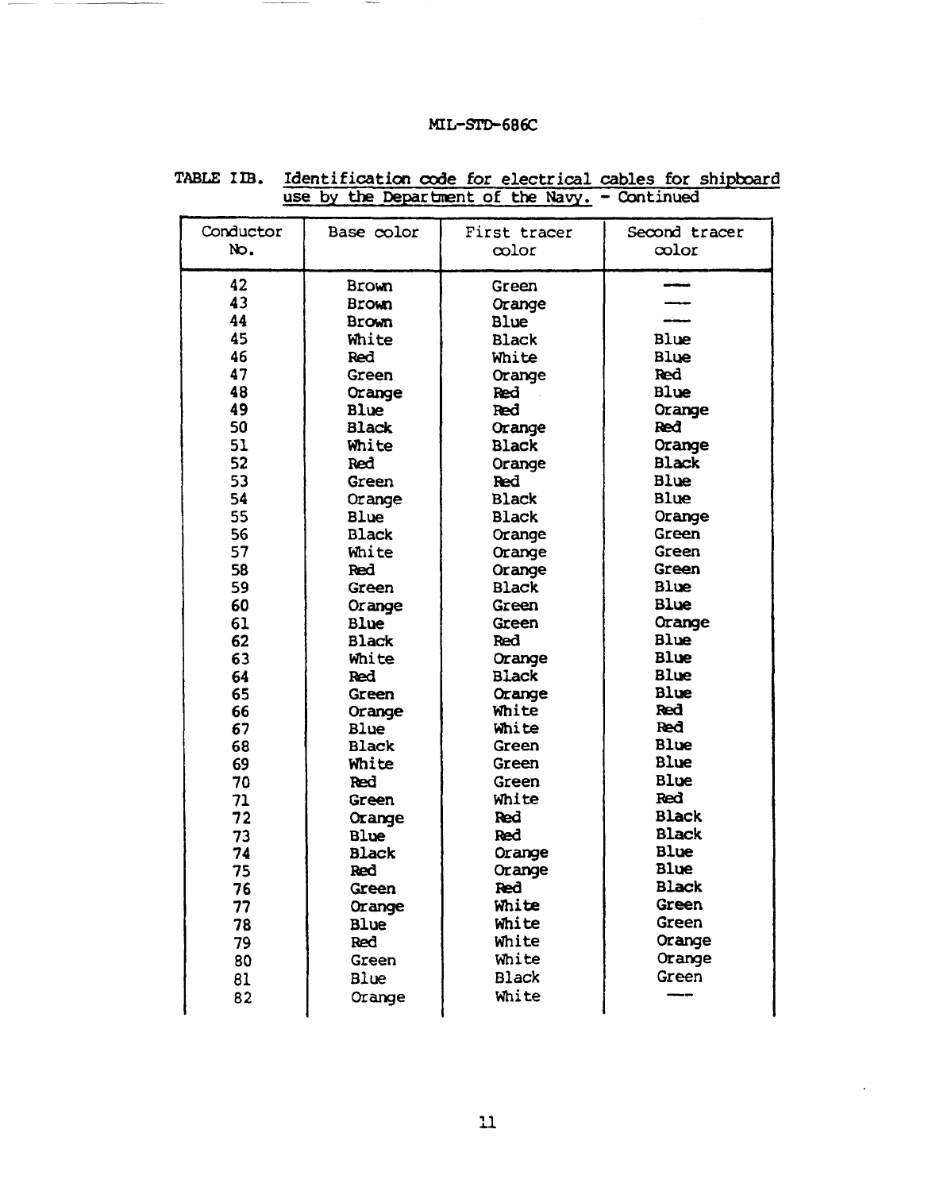TABLE IIB. Identification code for electrical cables for shipboard use by the Department of the Navy. - Continued

| Conductor No. | Base color | First tracer color | Second tracer color |
|---|---|---|---|
| 42 | Brown | Green | --- |
| 43 | Brown | Orange | --- |
| 44 | Brown | Blue | --- |
| 45 | White | Black | Blue |
| 46 | Red | White | Blue |
| 47 | Green | Orange | Red |
| 48 | Orange | Red | Blue |
| 49 | Blue | Red | Orange |
| 50 | Black | Orange | Red |
| 51 | White | Black | Orange |
| 52 | Red | Orange | Black |
| 53 | Green | Red | Blue |
| 54 | Orange | Black | Blue |
| 55 | Blue | Black | Orange |
| 56 | Black | Orange | Green |
| 57 | White | Orange | Green |
| 58 | Red | Orange | Green |
| 59 | Green | Black | Blue |
| 60 | Orange | Green | Blue |
| 61 | Blue | Green | Orange |
| 62 | Black | Red | Blue |
| 63 | White | Orange | Blue |
| 64 | Red | Black | Blue |
| 65 | Green | Orange | Blue |
| 66 | Orange | White | Red |
| 67 | Blue | White | Red |
| 68 | Black | Green | Blue |
| 69 | White | Green | Blue |
| 70 | Red | Green | Blue |
| 71 | Green | White | Red |
| 72 | Orange | Red | Black |
| 73 | Blue | Red | Black |
| 74 | Black | Orange | Blue |
| 75 | Red | Orange | Blue |
| 76 | Green | Red | Black |
| 77 | Orange | White | Green |
| 78 | Blue | White | Green |
| 79 | Red | White | Orange |
| 80 | Green | White | Orange |
| 81 | Blue | Black | Green |
| 82 | Orange | White | --- |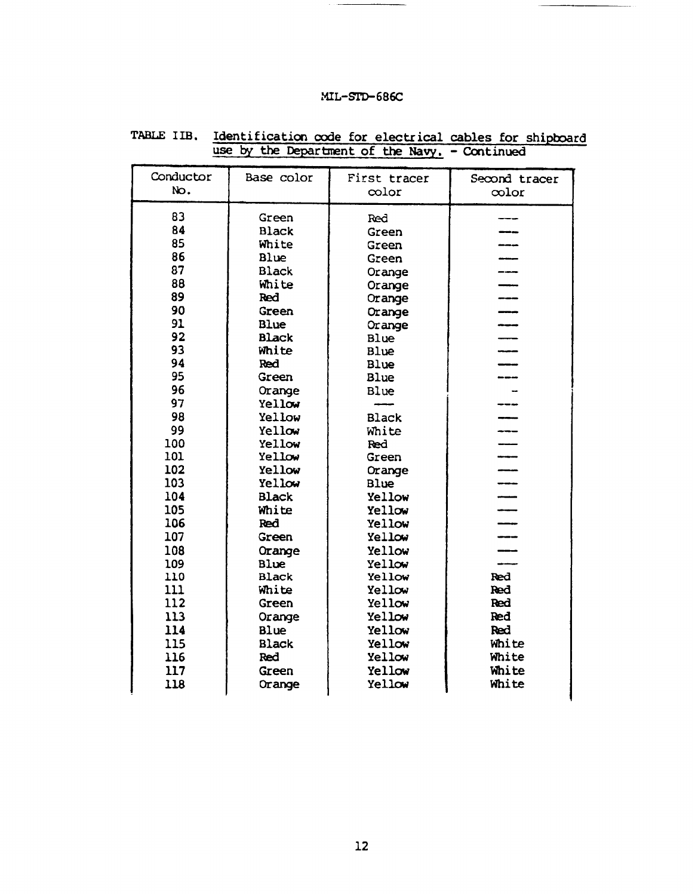TABLE IIB. Identification code for electrical cables for shipboard use by the Department of the Navy. - Continued

| Conductor No. | Base color | First tracer color | Second tracer color |
|---|---|---|---|
| 83 | Green | Red | --- |
| 84 | Black | Green | --- |
| 85 | White | Green | --- |
| 86 | Blue | Green | --- |
| 87 | Black | Orange | --- |
| 88 | White | Orange | --- |
| 89 | Red | Orange | --- |
| 90 | Green | Orange | --- |
| 91 | Blue | Orange | --- |
| 92 | Black | Blue | --- |
| 93 | White | Blue | --- |
| 94 | Red | Blue | --- |
| 95 | Green | Blue | --- |
| 96 | Orange | Blue | - |
| 97 | Yellow | --- | --- |
| 98 | Yellow | Black | --- |
| 99 | Yellow | White | --- |
| 100 | Yellow | Red | --- |
| 101 | Yellow | Green | --- |
| 102 | Yellow | Orange | --- |
| 103 | Yellow | Blue | --- |
| 104 | Black | Yellow | --- |
| 105 | White | Yellow | --- |
| 106 | Red | Yellow | --- |
| 107 | Green | Yellow | --- |
| 108 | Orange | Yellow | --- |
| 109 | Blue | Yellow | --- |
| 110 | Black | Yellow | Red |
| 111 | White | Yellow | Red |
| 112 | Green | Yellow | Red |
| 113 | Orange | Yellow | Red |
| 114 | Blue | Yellow | Red |
| 115 | Black | Yellow | White |
| 116 | Red | Yellow | White |
| 117 | Green | Yellow | White |
| 118 | Orange | Yellow | White |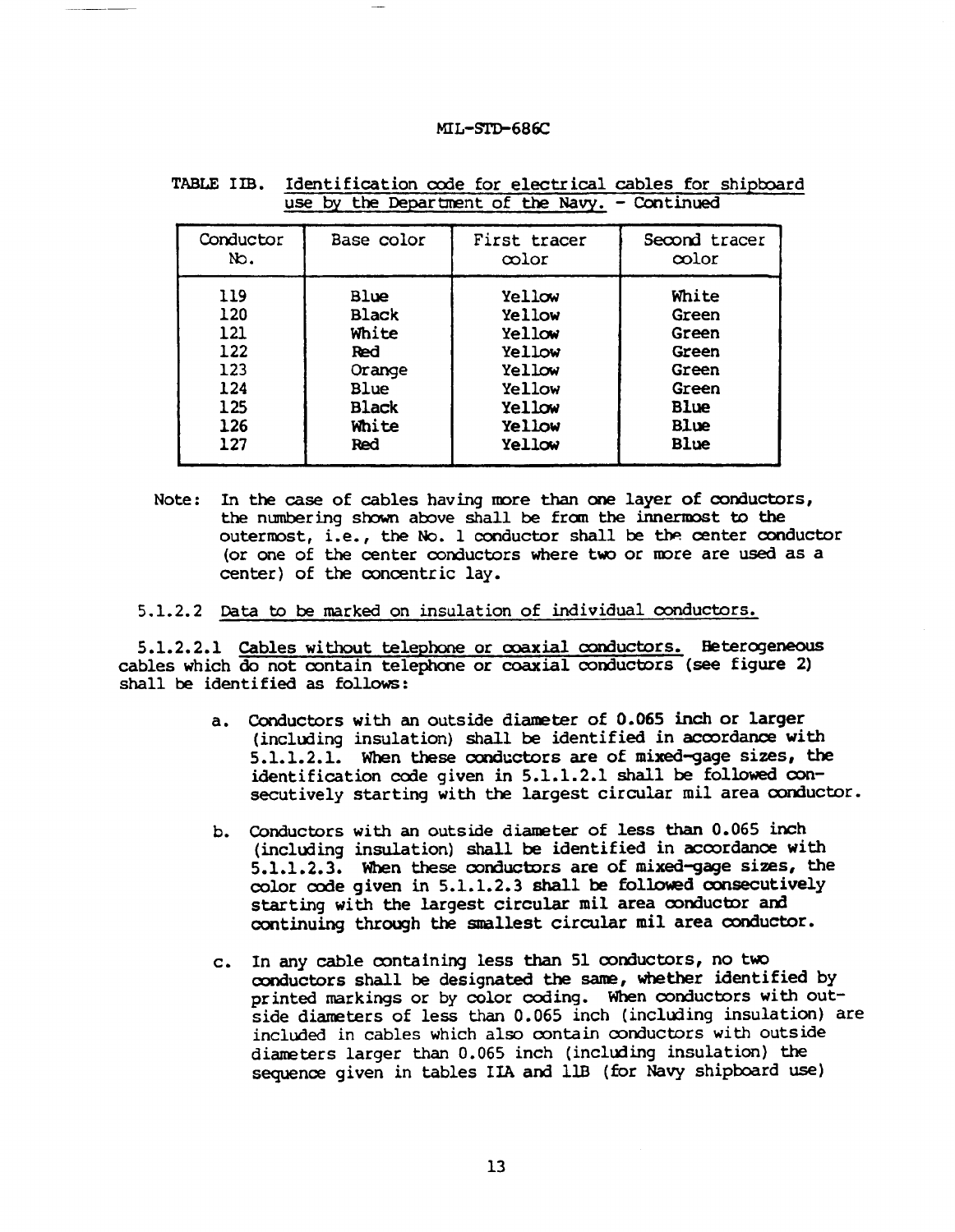TABLE IIB. Identification code for electrical cables for shipboard use by the Department of the Navy. - Continued

| Conductor No. | Base color | First tracer color | Second tracer color |
|---|---|---|---|
| 119 | Blue | Yellow | White |
| 120 | Black | Yellow | Green |
| 121 | White | Yellow | Green |
| 122 | Red | Yellow | Green |
| 123 | Orange | Yellow | Green |
| 124 | Blue | Yellow | Green |
| 125 | Black | Yellow | Blue |
| 126 | White | Yellow | Blue |
| 127 | Red | Yellow | Blue |

Note: In the case of cables having more than one layer of conductors, the numbering shown above shall be from the innermost to the outermost, i.e., the No. 1 conductor shall be the center conductor (or one of the center conductors where two or more are used as a center) of the concentric lay.

5.1.2.2 Data to be marked on insulation of individual conductors.

5.1.2.2.1 Cables without telephone or coaxial conductors. Heterogeneous cables which do not contain telephone or coaxial conductors (see figure 2) shall be identified as follows:

a. Conductors with an outside diameter of 0.065 inch or larger (including insulation) shall be identified in accordance with 5.1.1.2.1. When these conductors are of mixed-gage sizes, the identification code given in 5.1.1.2.1 shall be followed consecutively starting with the largest circular mil area conductor.

b. Conductors with an outside diameter of less than 0.065 inch (including insulation) shall be identified in accordance with 5.1.1.2.3. When these conductors are of mixed-gage sizes, the color code given in 5.1.1.2.3 shall be followed consecutively starting with the largest circular mil area conductor and continuing through the smallest circular mil area conductor.

c. In any cable containing less than 51 conductors, no two conductors shall be designated the same, whether identified by printed markings or by color coding. When conductors with outside diameters of less than 0.065 inch (including insulation) are included in cables which also contain conductors with outside diameters larger than 0.065 inch (including insulation) the sequence given in tables IIA and IIB (for Navy shipboard use)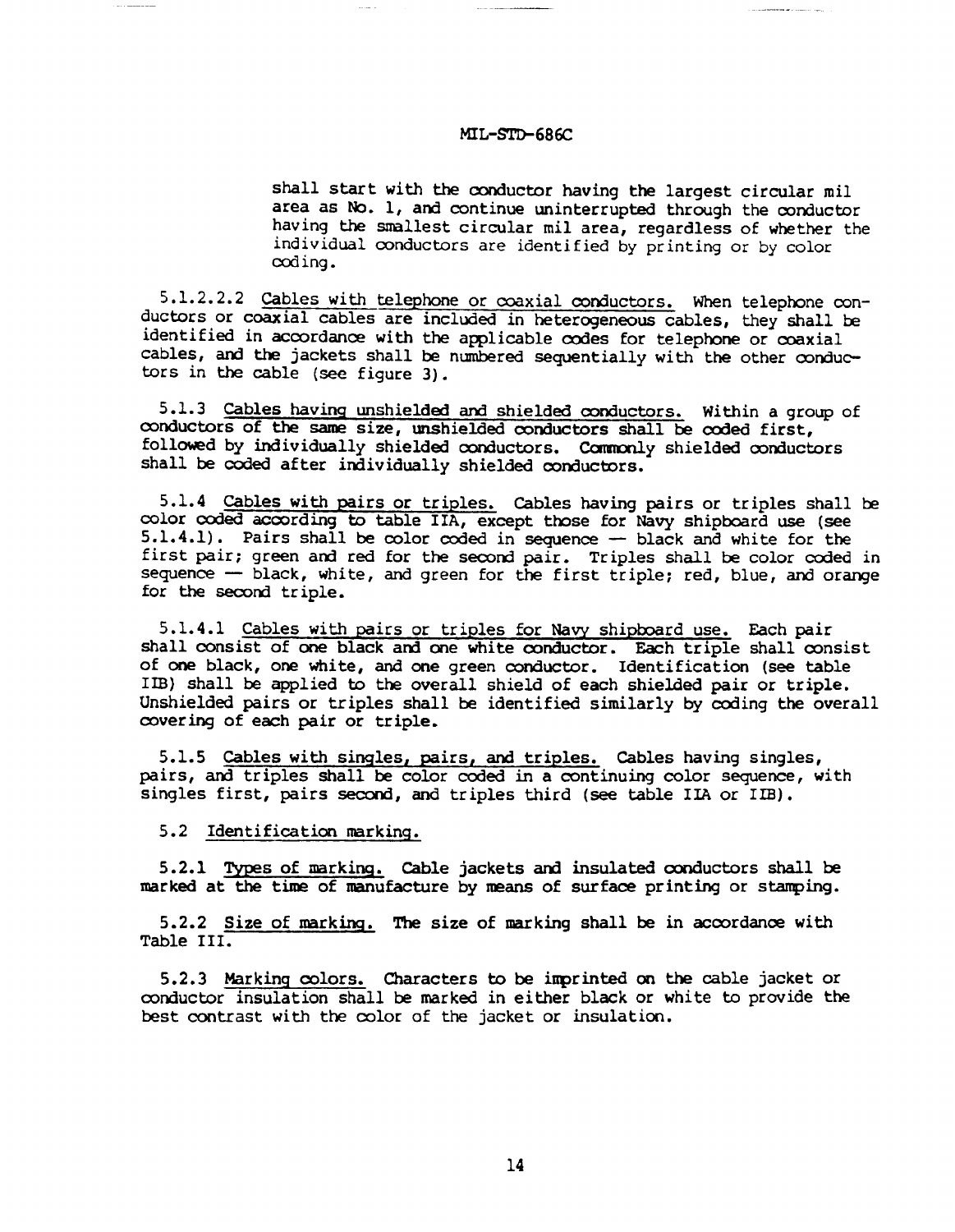shall start with the conductor having the largest circular mil area as No. 1, and continue uninterrupted through the conductor having the smallest circular mil area, regardless of whether the individual conductors are identified by printing or by color coding.

5.1.2.2.2 Cables with telephone or coaxial conductors. When telephone conductors or coaxial cables are included in heterogeneous cables, they shall be identified in accordance with the applicable codes for telephone or coaxial cables, and the jackets shall be numbered sequentially with the other conductors in the cable (see figure 3).

5.1.3 Cables having unshielded and shielded conductors. Within a group of conductors of the same size, unshielded conductors shall be coded first, followed by individually shielded conductors. Commonly shielded conductors shall be coded after individually shielded conductors.

5.1.4 Cables with pairs or triples. Cables having pairs or triples shall be color coded according to table IIA, except those for Navy shipboard use (see 5.1.4.1). Pairs shall be color coded in sequence — black and white for the first pair; green and red for the second pair. Triples shall be color coded in sequence — black, white, and green for the first triple; red, blue, and orange for the second triple.

5.1.4.1 Cables with pairs or triples for Navy shipboard use. Each pair shall consist of one black and one white conductor. Each triple shall consist of one black, one white, and one green conductor. Identification (see table IIB) shall be applied to the overall shield of each shielded pair or triple. Unshielded pairs or triples shall be identified similarly by coding the overall covering of each pair or triple.

5.1.5 Cables with singles, pairs, and triples. Cables having singles, pairs, and triples shall be color coded in a continuing color sequence, with singles first, pairs second, and triples third (see table IIA or IIB).

5.2 Identification marking.

5.2.1 Types of marking. Cable jackets and insulated conductors shall be marked at the time of manufacture by means of surface printing or stamping.

5.2.2 Size of marking. The size of marking shall be in accordance with Table III.

5.2.3 Marking colors. Characters to be imprinted on the cable jacket or conductor insulation shall be marked in either black or white to provide the best contrast with the color of the jacket or insulation.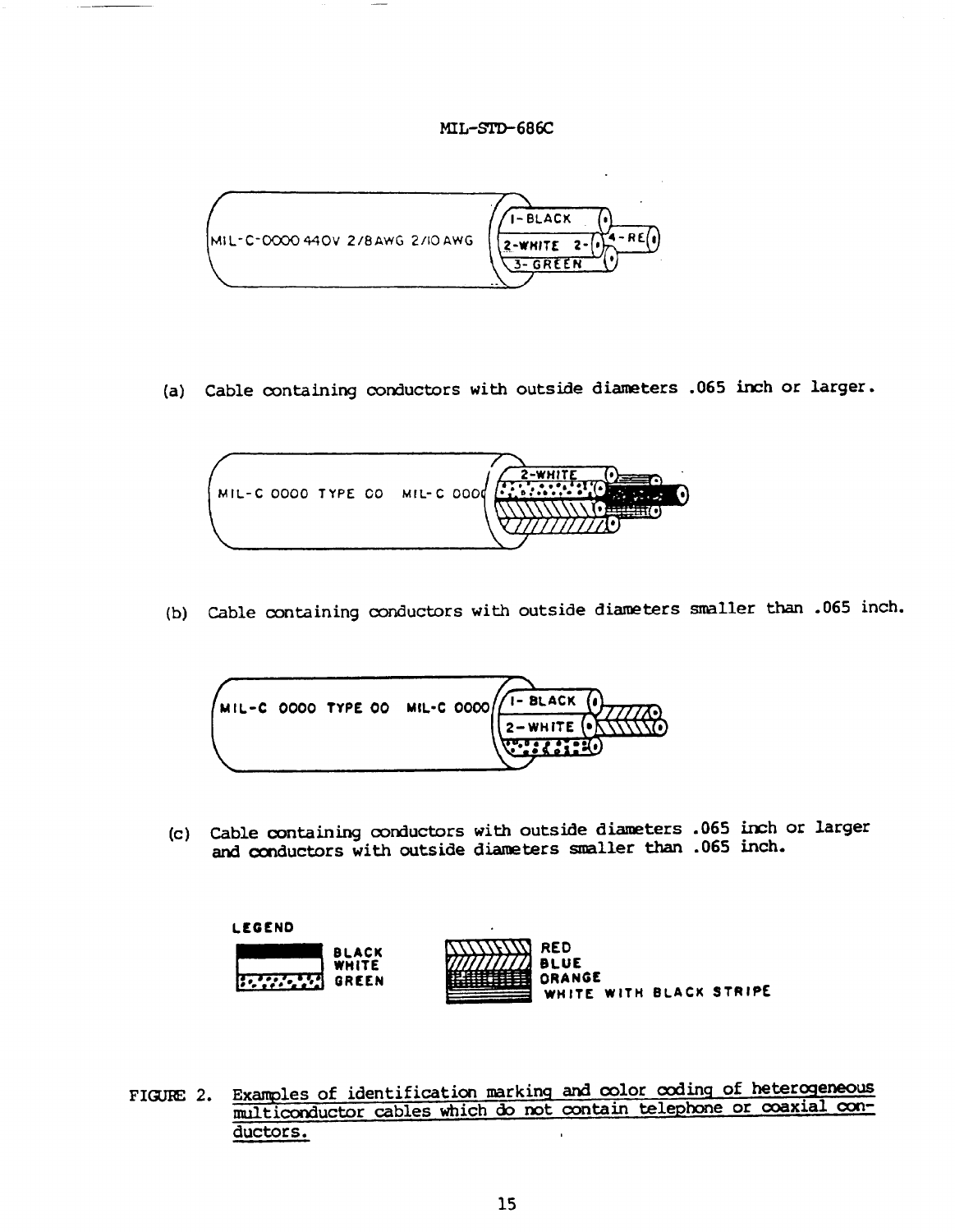MIL-C-0000 440V 2/8AWG 2/10AWG

1-BLACK
2-WHITE 2-
3-GREEN
4-RE

(a) Cable containing conductors with outside diameters .065 inch or larger.

MIL-C 0000 TYPE 00 MIL-C 000

2-WHITE

(b) Cable containing conductors with outside diameters smaller than .065 inch.

MIL-C 0000 TYPE 00 MIL-C 0000

1- BLACK
2-WHITE

(c) Cable containing conductors with outside diameters .065 inch or larger and conductors with outside diameters smaller than .065 inch.

LEGEND

BLACK
WHITE
GREEN
RED
BLUE
ORANGE
WHITE WITH BLACK STRIPE

FIGURE 2. Examples of identification marking and color coding of heterogeneous multiconductor cables which do not contain telephone or coaxial conductors.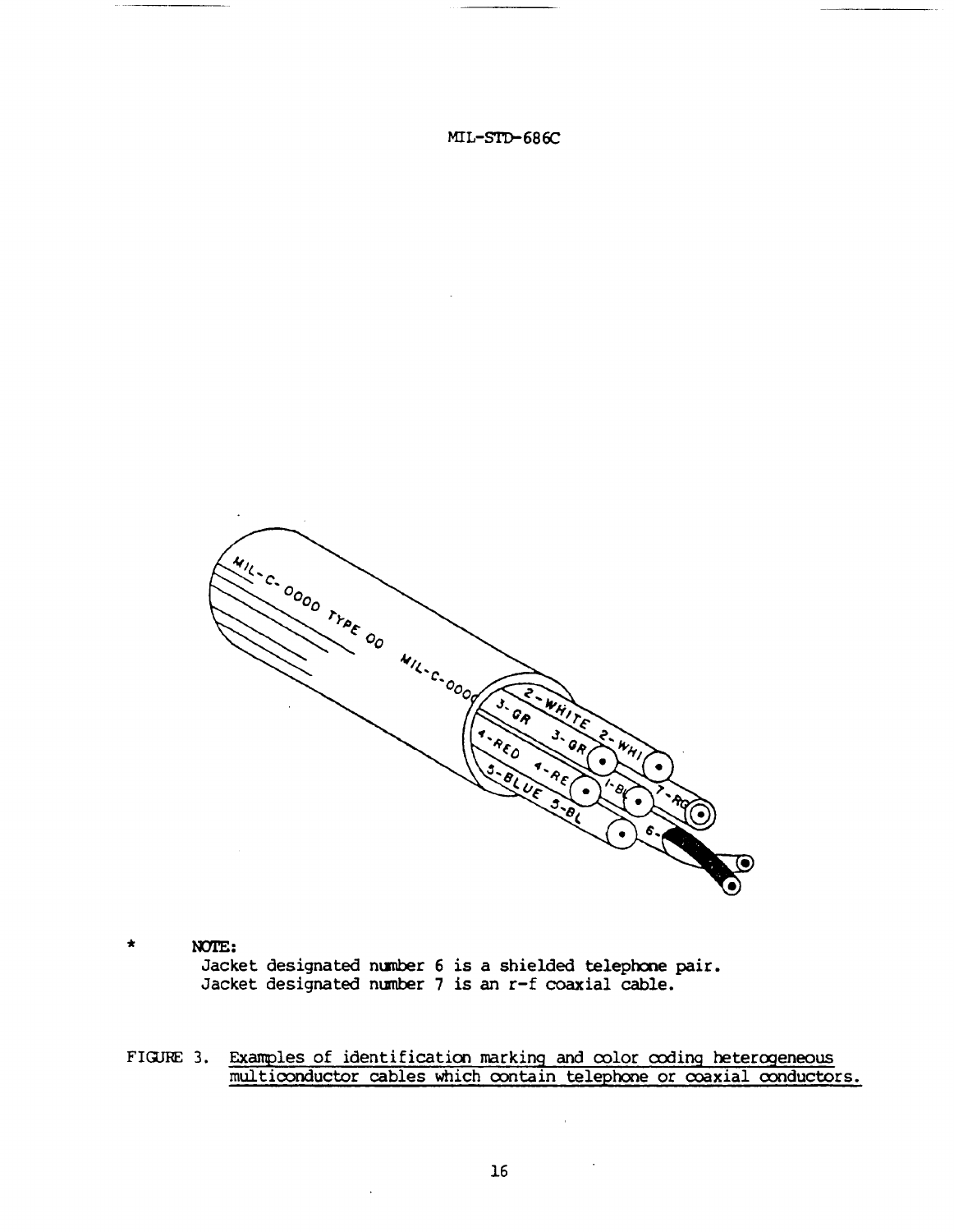\* NOTE:
Jacket designated number 6 is a shielded telephone pair.
Jacket designated number 7 is an r-f coaxial cable.

FIGURE 3. Examples of identification marking and color coding heterogeneous multiconductor cables which contain telephone or coaxial conductors.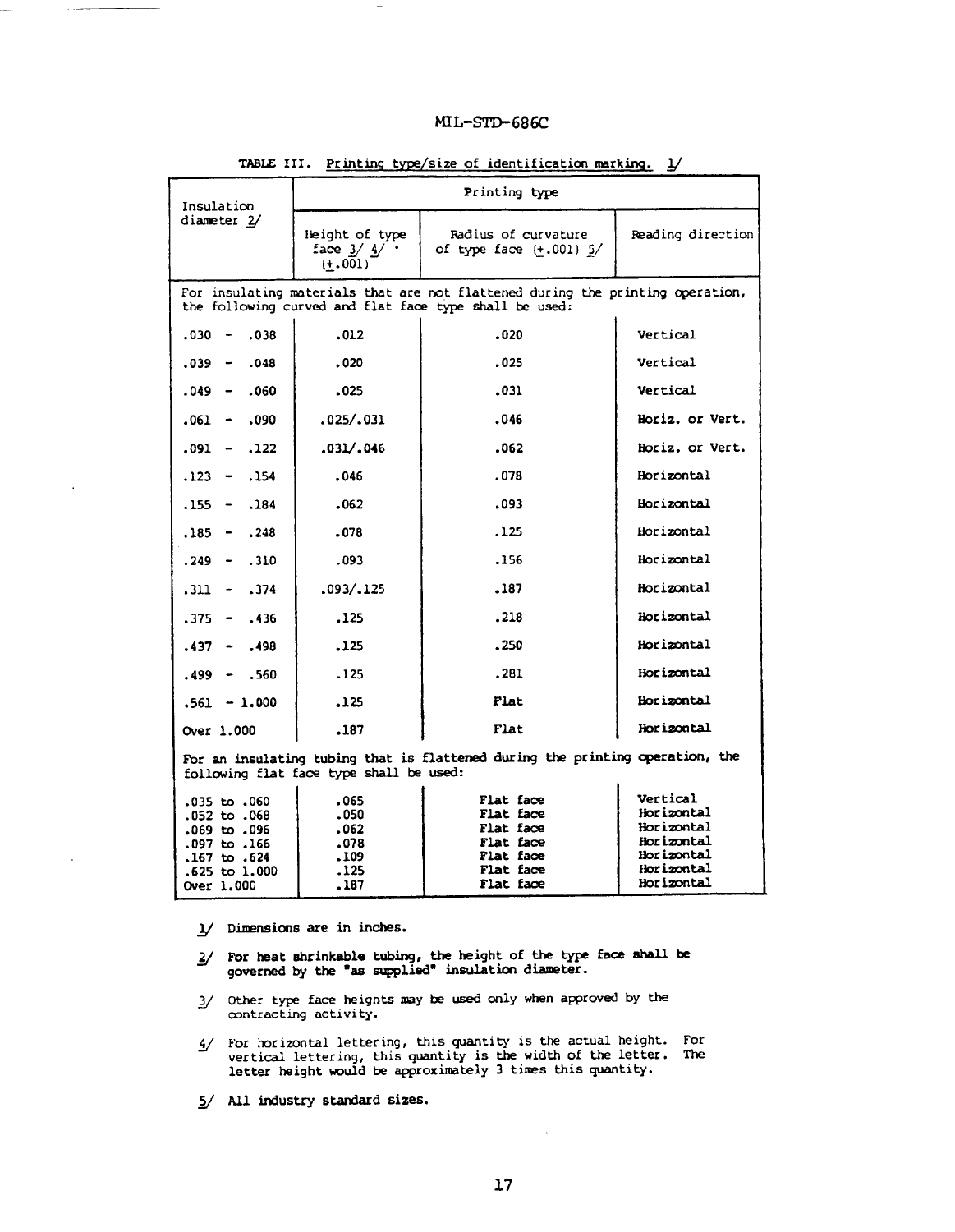TABLE III. Printing type/size of identification marking. 1/

| Insulation diameter 2/ | Printing type | | |
|---|---|---|---|
| | Height of type face 3/ 4/ (±.001) | Radius of curvature of type face (±.001) 5/ | Reading direction |
| For insulating materials that are not flattened during the printing operation, the following curved and flat face type shall be used: | | | |
| .030 - .038 | .012 | .020 | Vertical |
| .039 - .048 | .020 | .025 | Vertical |
| .049 - .060 | .025 | .031 | Vertical |
| .061 - .090 | .025/.031 | .046 | Horiz. or Vert. |
| .091 - .122 | .031/.046 | .062 | Horiz. or Vert. |
| .123 - .154 | .046 | .078 | Horizontal |
| .155 - .184 | .062 | .093 | Horizontal |
| .185 - .248 | .078 | .125 | Horizontal |
| .249 - .310 | .093 | .156 | Horizontal |
| .311 - .374 | .093/.125 | .187 | Horizontal |
| .375 - .436 | .125 | .218 | Horizontal |
| .437 - .498 | .125 | .250 | Horizontal |
| .499 - .560 | .125 | .281 | Horizontal |
| .561 - 1.000 | .125 | Flat | Horizontal |
| Over 1.000 | .187 | Flat | Horizontal |
| For an insulating tubing that is flattened during the printing operation, the following flat face type shall be used: | | | |
| .035 to .060 | .065 | Flat face | Vertical |
| .052 to .068 | .050 | Flat face | Horizontal |
| .069 to .096 | .062 | Flat face | Horizontal |
| .097 to .166 | .078 | Flat face | Horizontal |
| .167 to .624 | .109 | Flat face | Horizontal |
| .625 to 1.000 | .125 | Flat face | Horizontal |
| Over 1.000 | .187 | Flat face | Horizontal |

1/ Dimensions are in inches.

2/ For heat shrinkable tubing, the height of the type face shall be governed by the "as supplied" insulation diameter.

3/ Other type face heights may be used only when approved by the contracting activity.

4/ For horizontal lettering, this quantity is the actual height. For vertical lettering, this quantity is the width of the letter. The letter height would be approximately 3 times this quantity.

5/ All industry standard sizes.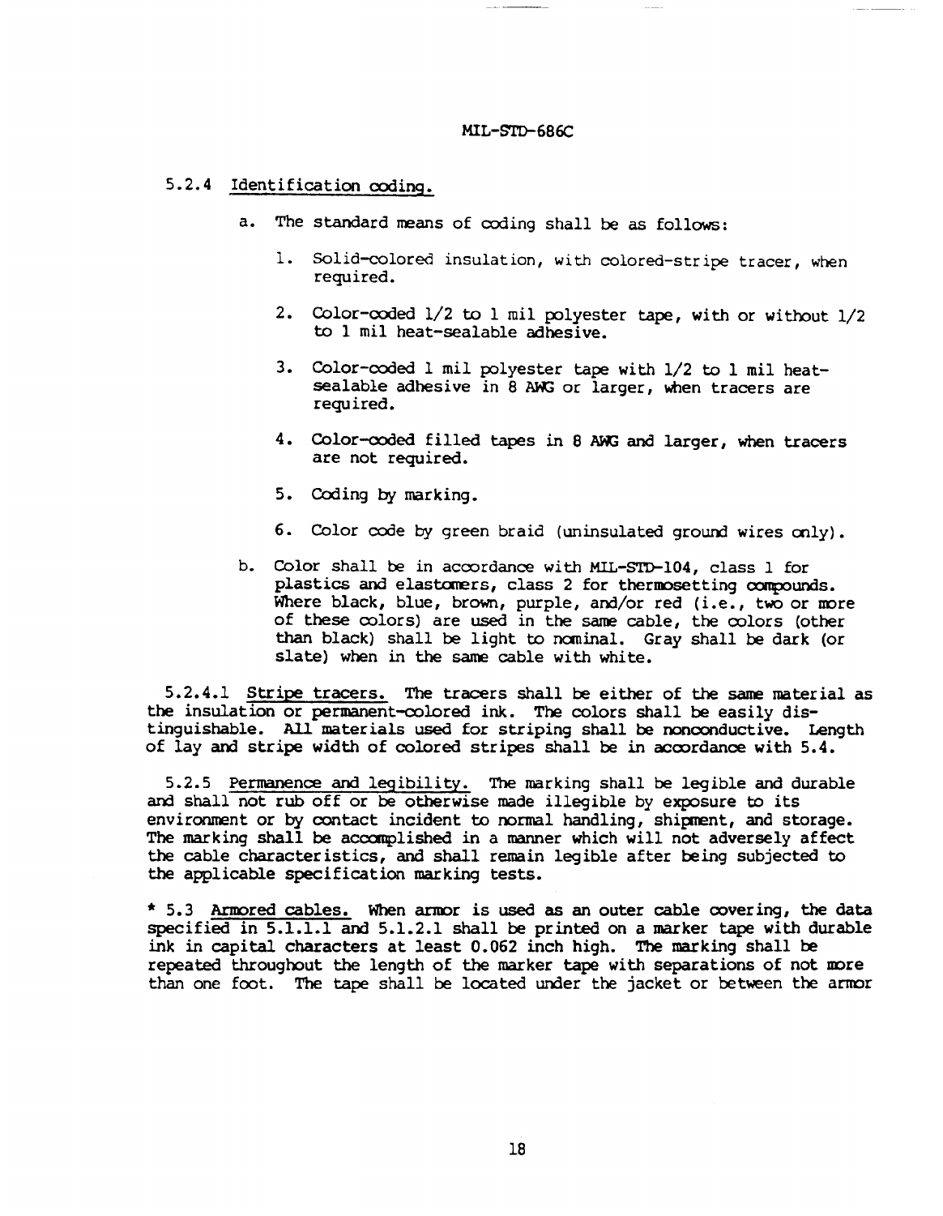5.2.4 Identification coding.

a. The standard means of coding shall be as follows:

1. Solid-colored insulation, with colored-stripe tracer, when required.

2. Color-coded 1/2 to 1 mil polyester tape, with or without 1/2 to 1 mil heat-sealable adhesive.

3. Color-coded 1 mil polyester tape with 1/2 to 1 mil heat-sealable adhesive in 8 AWG or larger, when tracers are required.

4. Color-coded filled tapes in 8 AWG and larger, when tracers are not required.

5. Coding by marking.

6. Color code by green braid (uninsulated ground wires only).

b. Color shall be in accordance with MIL-STD-104, class 1 for plastics and elastomers, class 2 for thermosetting compounds. Where black, blue, brown, purple, and/or red (i.e., two or more of these colors) are used in the same cable, the colors (other than black) shall be light to nominal. Gray shall be dark (or slate) when in the same cable with white.

5.2.4.1 Stripe tracers. The tracers shall be either of the same material as the insulation or permanent-colored ink. The colors shall be easily distinguishable. All materials used for striping shall be nonconductive. Length of lay and stripe width of colored stripes shall be in accordance with 5.4.

5.2.5 Permanence and legibility. The marking shall be legible and durable and shall not rub off or be otherwise made illegible by exposure to its environment or by contact incident to normal handling, shipment, and storage. The marking shall be accomplished in a manner which will not adversely affect the cable characteristics, and shall remain legible after being subjected to the applicable specification marking tests.

* 5.3 Armored cables. When armor is used as an outer cable covering, the data specified in 5.1.1.1 and 5.1.2.1 shall be printed on a marker tape with durable ink in capital characters at least 0.062 inch high. The marking shall be repeated throughout the length of the marker tape with separations of not more than one foot. The tape shall be located under the jacket or between the armor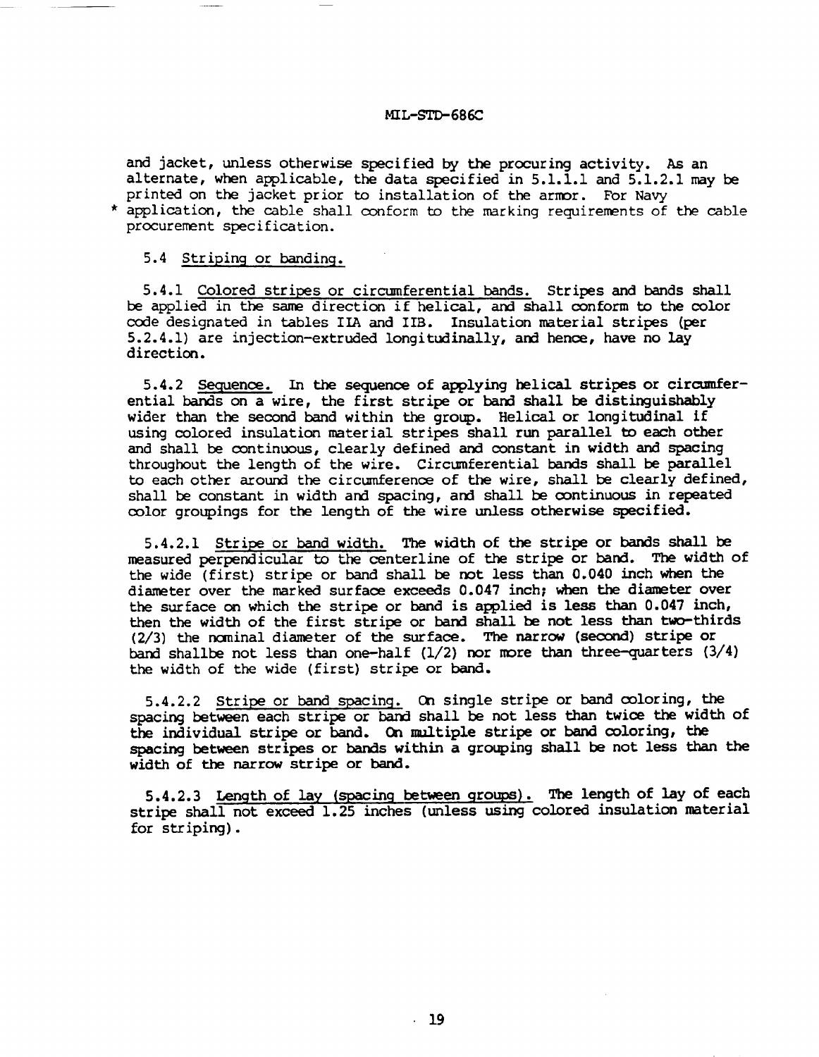and jacket, unless otherwise specified by the procuring activity. As an alternate, when applicable, the data specified in 5.1.1.1 and 5.1.2.1 may be printed on the jacket prior to installation of the armor. For Navy
* application, the cable shall conform to the marking requirements of the cable procurement specification.

5.4 Striping or banding.

5.4.1 Colored stripes or circumferential bands. Stripes and bands shall be applied in the same direction if helical, and shall conform to the color code designated in tables IIA and IIB. Insulation material stripes (per 5.2.4.1) are injection-extruded longitudinally, and hence, have no lay direction.

5.4.2 Sequence. In the sequence of applying helical stripes or circumferential bands on a wire, the first stripe or band shall be distinguishably wider than the second band within the group. Helical or longitudinal if using colored insulation material stripes shall run parallel to each other and shall be continuous, clearly defined and constant in width and spacing throughout the length of the wire. Circumferential bands shall be parallel to each other around the circumference of the wire, shall be clearly defined, shall be constant in width and spacing, and shall be continuous in repeated color groupings for the length of the wire unless otherwise specified.

5.4.2.1 Stripe or band width. The width of the stripe or bands shall be measured perpendicular to the centerline of the stripe or band. The width of the wide (first) stripe or band shall be not less than 0.040 inch when the diameter over the marked surface exceeds 0.047 inch; when the diameter over the surface on which the stripe or band is applied is less than 0.047 inch, then the width of the first stripe or band shall be not less than two-thirds (2/3) the nominal diameter of the surface. The narrow (second) stripe or band shallbe not less than one-half (1/2) nor more than three-quarters (3/4) the width of the wide (first) stripe or band.

5.4.2.2 Stripe or band spacing. On single stripe or band coloring, the spacing between each stripe or band shall be not less than twice the width of the individual stripe or band. On multiple stripe or band coloring, the spacing between stripes or bands within a grouping shall be not less than the width of the narrow stripe or band.

5.4.2.3 Length of lay (spacing between groups). The length of lay of each stripe shall not exceed 1.25 inches (unless using colored insulation material for striping).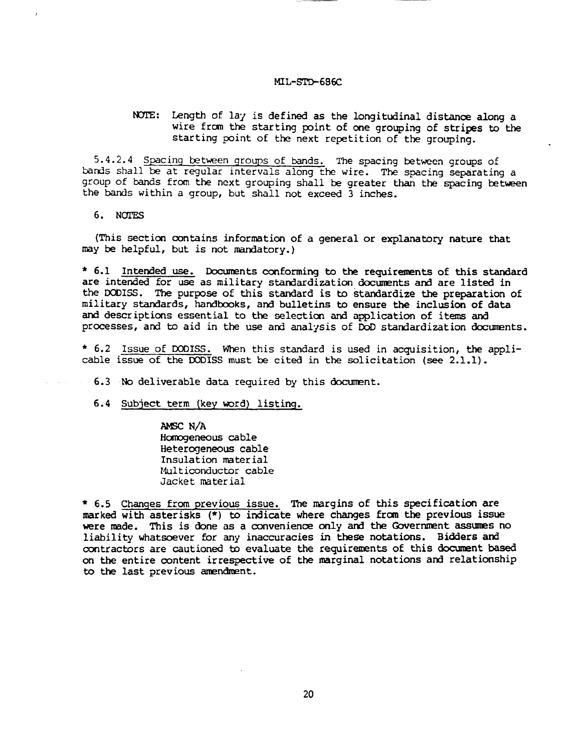NOTE: Length of lay is defined as the longitudinal distance along a wire from the starting point of one grouping of stripes to the starting point of the next repetition of the grouping.

5.4.2.4 <u>Spacing between groups of bands.</u> The spacing between groups of bands shall be at regular intervals along the wire. The spacing separating a group of bands from the next grouping shall be greater than the spacing between the bands within a group, but shall not exceed 3 inches.

## 6. NOTES

(This section contains information of a general or explanatory nature that may be helpful, but is not mandatory.)

* 6.1 <u>Intended use.</u> Documents conforming to the requirements of this standard are intended for use as military standardization documents and are listed in the DODISS. The purpose of this standard is to standardize the preparation of military standards, handbooks, and bulletins to ensure the inclusion of data and descriptions essential to the selection and application of items and processes, and to aid in the use and analysis of DoD standardization documents.

* 6.2 <u>Issue of DODISS.</u> When this standard is used in acquisition, the applicable issue of the DODISS must be cited in the solicitation (see 2.1.1).

6.3 No deliverable data required by this document.

6.4 <u>Subject term (key word) listing.</u>

AMSC N/A
Homogeneous cable
Heterogeneous cable
Insulation material
Multiconductor cable
Jacket material

* 6.5 <u>Changes from previous issue.</u> The margins of this specification are marked with asterisks (*) to indicate where changes from the previous issue were made. This is done as a convenience only and the Government assumes no liability whatsoever for any inaccuracies in these notations. Bidders and contractors are cautioned to evaluate the requirements of this document based on the entire content irrespective of the marginal notations and relationship to the last previous amendment.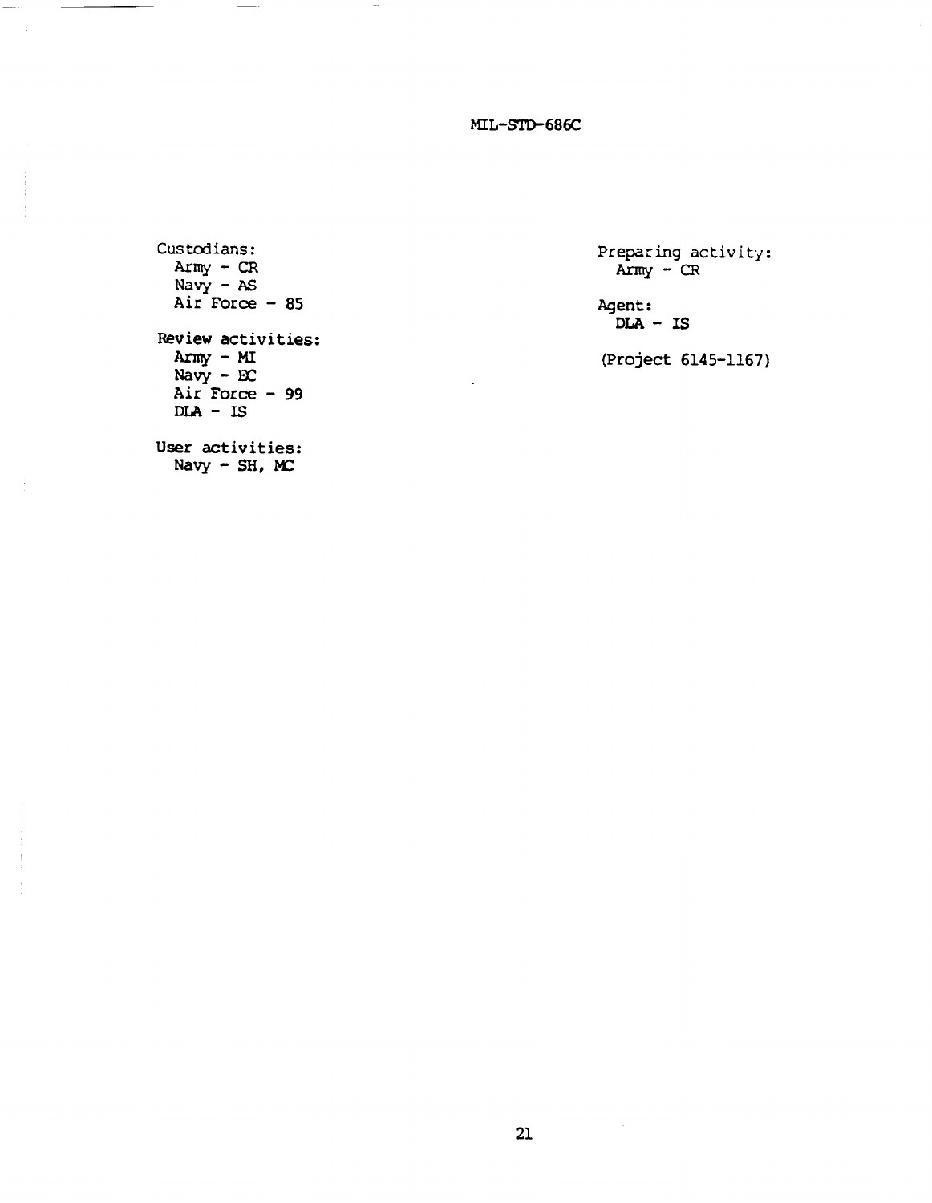Custodians:
Army - CR
Navy - AS
Air Force - 85

Review activities:
Army - MI
Navy - EC
Air Force - 99
DLA - IS

User activities:
Navy - SH, MC

Preparing activity:
Army - CR

Agent:
DLA - IS

(Project 6145-1167)